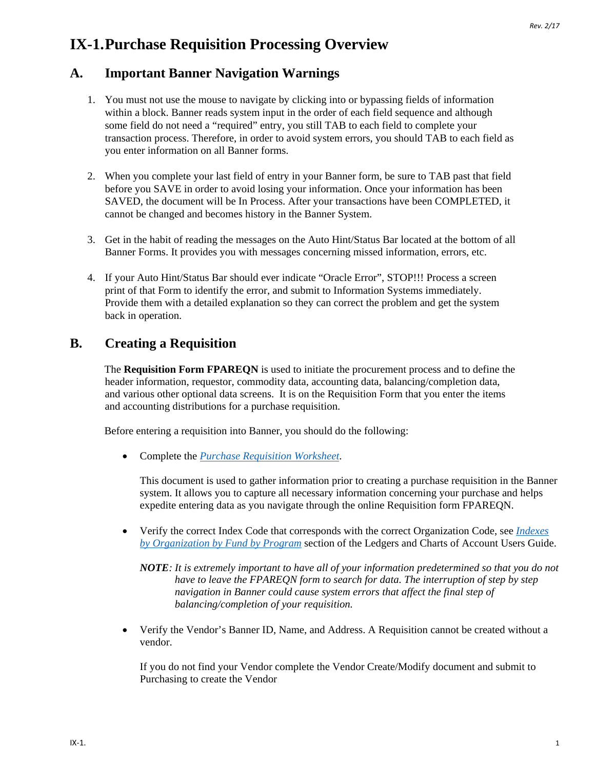# IX-1. Purchase Requisition Processing Overview

## A. Important Banner Navigation Warnings

1. You must not use the mouse to navigate by clicking into or bypassing fields of information within a block. Banner reads system input in the order of each field sequence and although some field do not need a "required" entry, you still TAB to each field to complete your transaction process. Therefore, in order to avoid system errors, you should TAB to each field as you enter information on all Banner forms.

2. When you complete your last field of entry in your Banner form, be sure to TAB past that field before you SAVE in order to avoid losing your information. Once your information has been SAVED, the document will be In Process. After your transactions have been COMPLETED, it cannot be changed and becomes history in the Banner System.

3. Get in the habit of reading the messages on the Auto Hint/Status Bar located at the bottom of all Banner Forms. It provides you with messages concerning missed information, errors, etc.

4. If your Auto Hint/Status Bar should ever indicate "Oracle Error", STOP!!! Process a screen print of that Form to identify the error, and submit to Information Systems immediately. Provide them with a detailed explanation so they can correct the problem and get the system back in operation.

## B. Creating a Requisition

The **Requisition Form FPAREQN** is used to initiate the procurement process and to define the header information, requestor, commodity data, accounting data, balancing/completion data, and various other optional data screens. It is on the Requisition Form that you enter the items and accounting distributions for a purchase requisition.

Before entering a requisition into Banner, you should do the following:

- Complete the *Purchase Requisition Worksheet*.

  This document is used to gather information prior to creating a purchase requisition in the Banner system. It allows you to capture all necessary information concerning your purchase and helps expedite entering data as you navigate through the online Requisition form FPAREQN.

- Verify the correct Index Code that corresponds with the correct Organization Code, see *Indexes by Organization by Fund by Program* section of the Ledgers and Charts of Account Users Guide.

  ***NOTE**: It is extremely important to have all of your information predetermined so that you do not have to leave the FPAREQN form to search for data. The interruption of step by step navigation in Banner could cause system errors that affect the final step of balancing/completion of your requisition.*

- Verify the Vendor's Banner ID, Name, and Address. A Requisition cannot be created without a vendor.

  If you do not find your Vendor complete the Vendor Create/Modify document and submit to Purchasing to create the Vendor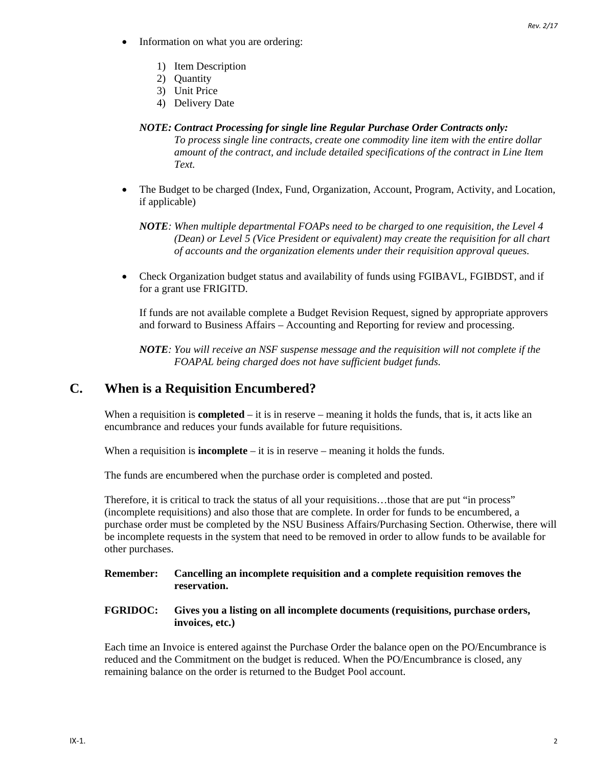- Information on what you are ordering:

    1) Item Description
    2) Quantity
    3) Unit Price
    4) Delivery Date

    ***NOTE: Contract Processing for single line Regular Purchase Order Contracts only:***
    *To process single line contracts, create one commodity line item with the entire dollar amount of the contract, and include detailed specifications of the contract in Line Item Text.*

- The Budget to be charged (Index, Fund, Organization, Account, Program, Activity, and Location, if applicable)

    ***NOTE****: When multiple departmental FOAPs need to be charged to one requisition, the Level 4 (Dean) or Level 5 (Vice President or equivalent) may create the requisition for all chart of accounts and the organization elements under their requisition approval queues.*

- Check Organization budget status and availability of funds using FGIBAVL, FGIBDST, and if for a grant use FRIGITD.

    If funds are not available complete a Budget Revision Request, signed by appropriate approvers and forward to Business Affairs – Accounting and Reporting for review and processing.

    ***NOTE****: You will receive an NSF suspense message and the requisition will not complete if the FOAPAL being charged does not have sufficient budget funds.*

## C. When is a Requisition Encumbered?

When a requisition is **completed** – it is in reserve – meaning it holds the funds, that is, it acts like an encumbrance and reduces your funds available for future requisitions.

When a requisition is **incomplete** – it is in reserve – meaning it holds the funds.

The funds are encumbered when the purchase order is completed and posted.

Therefore, it is critical to track the status of all your requisitions…those that are put "in process" (incomplete requisitions) and also those that are complete. In order for funds to be encumbered, a purchase order must be completed by the NSU Business Affairs/Purchasing Section. Otherwise, there will be incomplete requests in the system that need to be removed in order to allow funds to be available for other purchases.

**Remember: Cancelling an incomplete requisition and a complete requisition removes the reservation.**

**FGRIDOC: Gives you a listing on all incomplete documents (requisitions, purchase orders, invoices, etc.)**

Each time an Invoice is entered against the Purchase Order the balance open on the PO/Encumbrance is reduced and the Commitment on the budget is reduced. When the PO/Encumbrance is closed, any remaining balance on the order is returned to the Budget Pool account.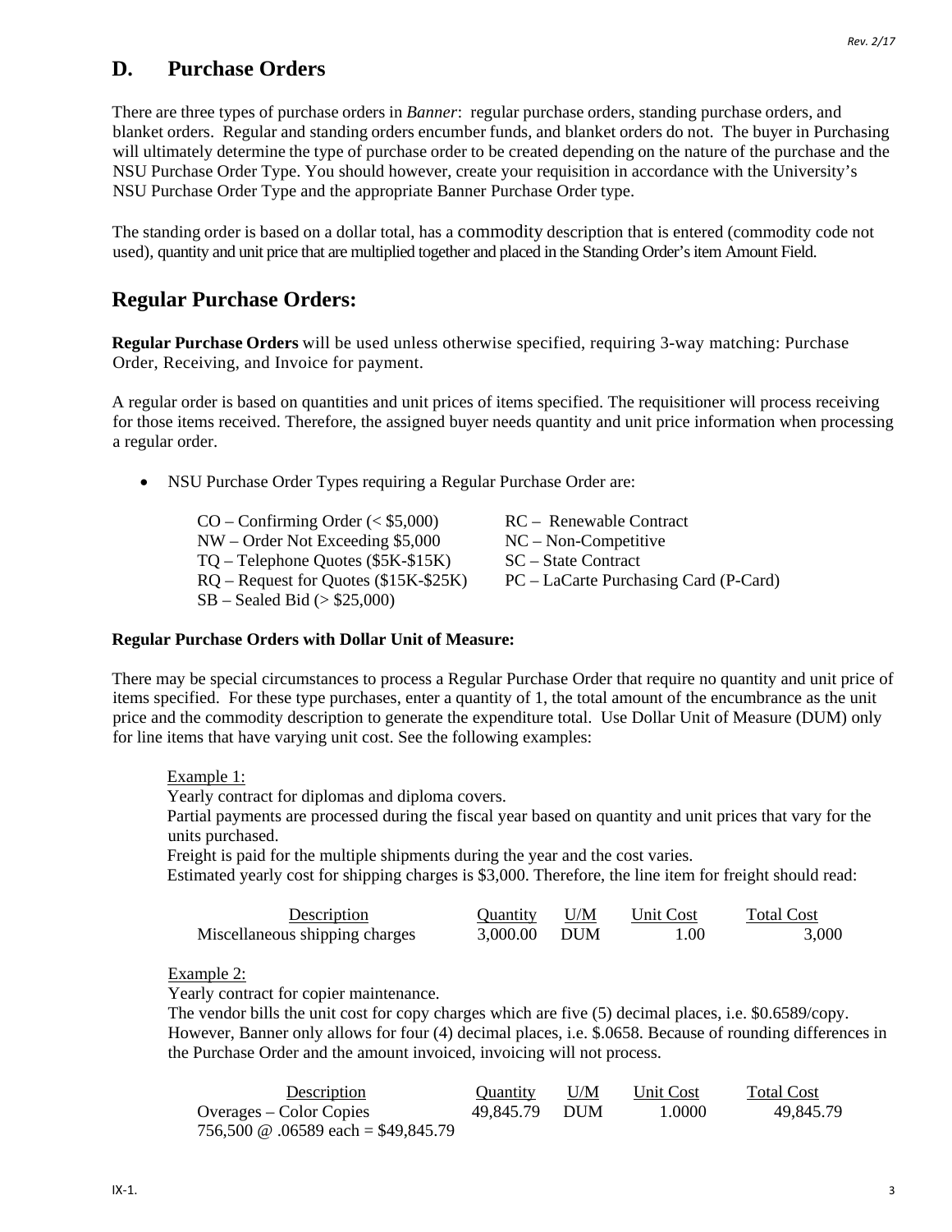## D. Purchase Orders

There are three types of purchase orders in *Banner*: regular purchase orders, standing purchase orders, and blanket orders. Regular and standing orders encumber funds, and blanket orders do not. The buyer in Purchasing will ultimately determine the type of purchase order to be created depending on the nature of the purchase and the NSU Purchase Order Type. You should however, create your requisition in accordance with the University's NSU Purchase Order Type and the appropriate Banner Purchase Order type.

The standing order is based on a dollar total, has a commodity description that is entered (commodity code not used), quantity and unit price that are multiplied together and placed in the Standing Order's item Amount Field.

## Regular Purchase Orders:

**Regular Purchase Orders** will be used unless otherwise specified, requiring 3-way matching: Purchase Order, Receiving, and Invoice for payment.

A regular order is based on quantities and unit prices of items specified. The requisitioner will process receiving for those items received. Therefore, the assigned buyer needs quantity and unit price information when processing a regular order.

- NSU Purchase Order Types requiring a Regular Purchase Order are:

  CO – Confirming Order (< $5,000)
  NW – Order Not Exceeding $5,000
  TQ – Telephone Quotes ($5K-$15K)
  RQ – Request for Quotes ($15K-$25K)
  SB – Sealed Bid (> $25,000)
  RC – Renewable Contract
  NC – Non-Competitive
  SC – State Contract
  PC – LaCarte Purchasing Card (P-Card)

### Regular Purchase Orders with Dollar Unit of Measure:

There may be special circumstances to process a Regular Purchase Order that require no quantity and unit price of items specified. For these type purchases, enter a quantity of 1, the total amount of the encumbrance as the unit price and the commodity description to generate the expenditure total. Use Dollar Unit of Measure (DUM) only for line items that have varying unit cost. See the following examples:

Example 1:
Yearly contract for diplomas and diploma covers.
Partial payments are processed during the fiscal year based on quantity and unit prices that vary for the units purchased.
Freight is paid for the multiple shipments during the year and the cost varies.
Estimated yearly cost for shipping charges is $3,000. Therefore, the line item for freight should read:

| Description | Quantity | U/M | Unit Cost | Total Cost |
|---|---|---|---|---|
| Miscellaneous shipping charges | 3,000.00 | DUM | 1.00 | 3,000 |

Example 2:
Yearly contract for copier maintenance.
The vendor bills the unit cost for copy charges which are five (5) decimal places, i.e. $0.6589/copy. However, Banner only allows for four (4) decimal places, i.e. $.0658. Because of rounding differences in the Purchase Order and the amount invoiced, invoicing will not process.

| Description | Quantity | U/M | Unit Cost | Total Cost |
|---|---|---|---|---|
| Overages – Color Copies<br>756,500 @ .06589 each = $49,845.79 | 49,845.79 | DUM | 1.0000 | 49,845.79 |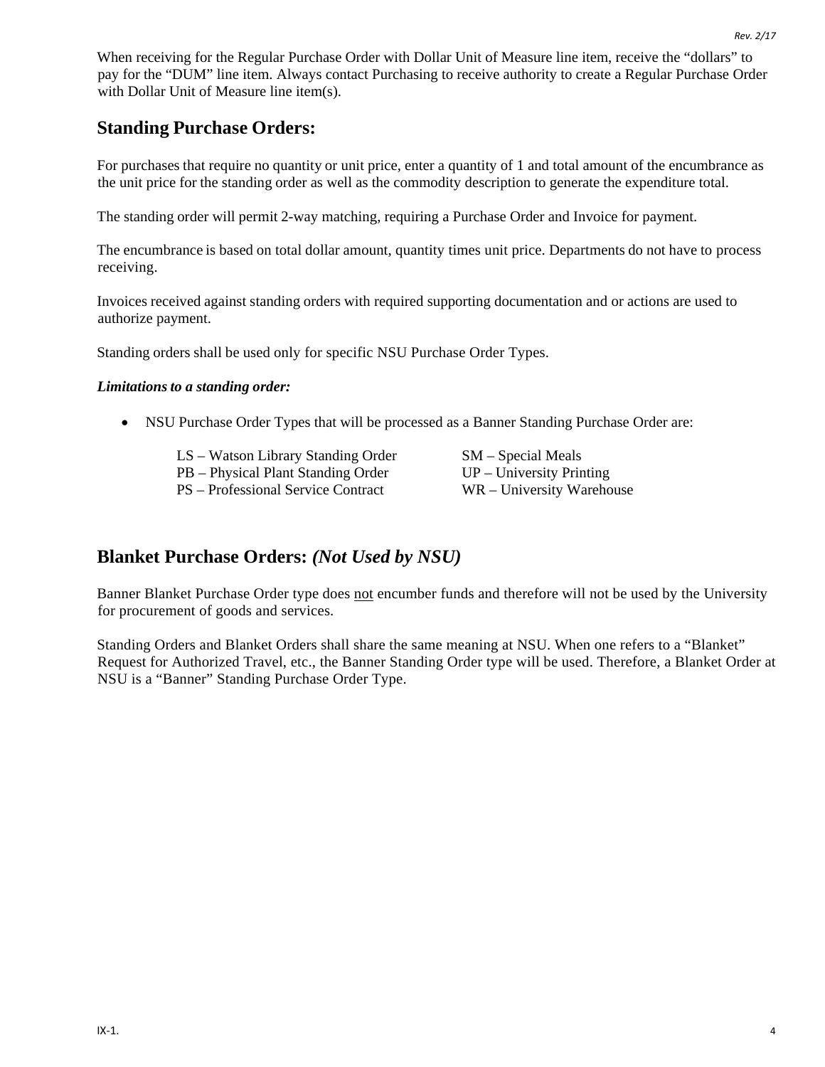When receiving for the Regular Purchase Order with Dollar Unit of Measure line item, receive the “dollars” to pay for the “DUM” line item. Always contact Purchasing to receive authority to create a Regular Purchase Order with Dollar Unit of Measure line item(s).

## Standing Purchase Orders:

For purchases that require no quantity or unit price, enter a quantity of 1 and total amount of the encumbrance as the unit price for the standing order as well as the commodity description to generate the expenditure total.

The standing order will permit 2-way matching, requiring a Purchase Order and Invoice for payment.

The encumbrance is based on total dollar amount, quantity times unit price. Departments do not have to process receiving.

Invoices received against standing orders with required supporting documentation and or actions are used to authorize payment.

Standing orders shall be used only for specific NSU Purchase Order Types.

***Limitations to a standing order:***

- NSU Purchase Order Types that will be processed as a Banner Standing Purchase Order are:

  LS – Watson Library Standing Order
  PB – Physical Plant Standing Order
  PS – Professional Service Contract
  SM – Special Meals
  UP – University Printing
  WR – University Warehouse

## Blanket Purchase Orders: *(Not Used by NSU)*

Banner Blanket Purchase Order type does <u>not</u> encumber funds and therefore will not be used by the University for procurement of goods and services.

Standing Orders and Blanket Orders shall share the same meaning at NSU. When one refers to a “Blanket” Request for Authorized Travel, etc., the Banner Standing Order type will be used. Therefore, a Blanket Order at NSU is a “Banner” Standing Purchase Order Type.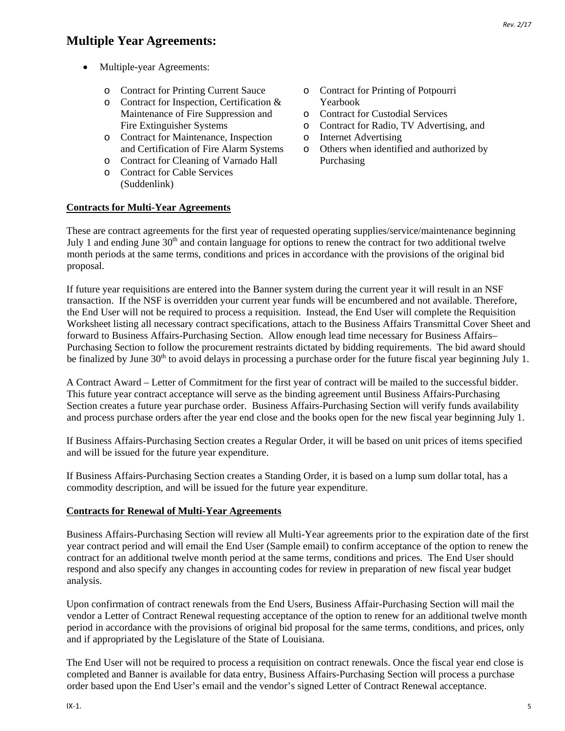# Multiple Year Agreements:

- Multiple-year Agreements:
  - Contract for Printing Current Sauce
  - Contract for Inspection, Certification & Maintenance of Fire Suppression and Fire Extinguisher Systems
  - Contract for Maintenance, Inspection and Certification of Fire Alarm Systems
  - Contract for Cleaning of Varnado Hall
  - Contract for Cable Services (Suddenlink)
  - Contract for Printing of Potpourri Yearbook
  - Contract for Custodial Services
  - Contract for Radio, TV Advertising, and
  - Internet Advertising
  - Others when identified and authorized by Purchasing

**Contracts for Multi-Year Agreements**

These are contract agreements for the first year of requested operating supplies/service/maintenance beginning July 1 and ending June 30th and contain language for options to renew the contract for two additional twelve month periods at the same terms, conditions and prices in accordance with the provisions of the original bid proposal.

If future year requisitions are entered into the Banner system during the current year it will result in an NSF transaction. If the NSF is overridden your current year funds will be encumbered and not available. Therefore, the End User will not be required to process a requisition. Instead, the End User will complete the Requisition Worksheet listing all necessary contract specifications, attach to the Business Affairs Transmittal Cover Sheet and forward to Business Affairs-Purchasing Section. Allow enough lead time necessary for Business Affairs–Purchasing Section to follow the procurement restraints dictated by bidding requirements. The bid award should be finalized by June 30th to avoid delays in processing a purchase order for the future fiscal year beginning July 1.

A Contract Award – Letter of Commitment for the first year of contract will be mailed to the successful bidder. This future year contract acceptance will serve as the binding agreement until Business Affairs-Purchasing Section creates a future year purchase order. Business Affairs-Purchasing Section will verify funds availability and process purchase orders after the year end close and the books open for the new fiscal year beginning July 1.

If Business Affairs-Purchasing Section creates a Regular Order, it will be based on unit prices of items specified and will be issued for the future year expenditure.

If Business Affairs-Purchasing Section creates a Standing Order, it is based on a lump sum dollar total, has a commodity description, and will be issued for the future year expenditure.

**Contracts for Renewal of Multi-Year Agreements**

Business Affairs-Purchasing Section will review all Multi-Year agreements prior to the expiration date of the first year contract period and will email the End User (Sample email) to confirm acceptance of the option to renew the contract for an additional twelve month period at the same terms, conditions and prices. The End User should respond and also specify any changes in accounting codes for review in preparation of new fiscal year budget analysis.

Upon confirmation of contract renewals from the End Users, Business Affair-Purchasing Section will mail the vendor a Letter of Contract Renewal requesting acceptance of the option to renew for an additional twelve month period in accordance with the provisions of original bid proposal for the same terms, conditions, and prices, only and if appropriated by the Legislature of the State of Louisiana.

The End User will not be required to process a requisition on contract renewals. Once the fiscal year end close is completed and Banner is available for data entry, Business Affairs-Purchasing Section will process a purchase order based upon the End User's email and the vendor's signed Letter of Contract Renewal acceptance.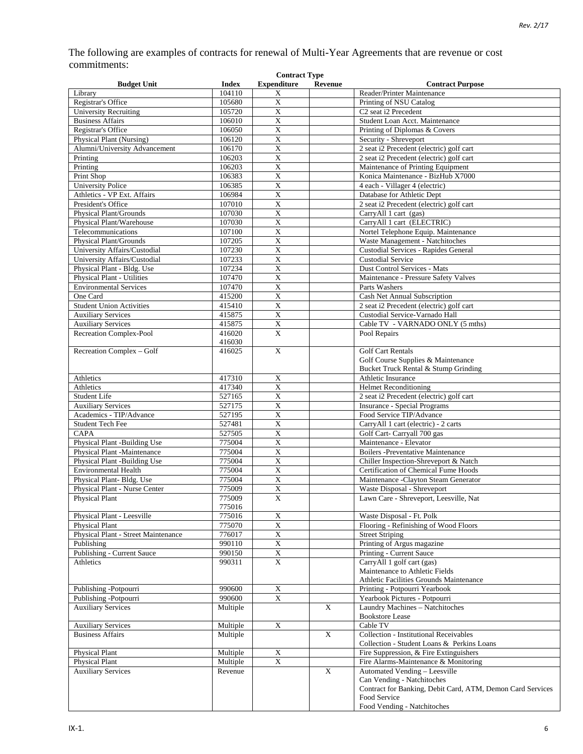The following are examples of contracts for renewal of Multi-Year Agreements that are revenue or cost commitments:

| Budget Unit | Index | Contract Type Expenditure | Contract Type Revenue | Contract Purpose |
|---|---|---|---|---|
| Library | 104110 | X | | Reader/Printer Maintenance |
| Registrar's Office | 105680 | X | | Printing of NSU Catalog |
| University Recruiting | 105720 | X | | C2 seat i2 Precedent |
| Business Affairs | 106010 | X | | Student Loan Acct. Maintenance |
| Registrar's Office | 106050 | X | | Printing of Diplomas & Covers |
| Physical Plant (Nursing) | 106120 | X | | Security - Shreveport |
| Alumni/University Advancement | 106170 | X | | 2 seat i2 Precedent (electric) golf cart |
| Printing | 106203 | X | | 2 seat i2 Precedent (electric) golf cart |
| Printing | 106203 | X | | Maintenance of Printing Equipment |
| Print Shop | 106383 | X | | Konica Maintenance - BizHub X7000 |
| University Police | 106385 | X | | 4 each - Villager 4 (electric) |
| Athletics - VP Ext. Affairs | 106984 | X | | Database for Athletic Dept |
| President's Office | 107010 | X | | 2 seat i2 Precedent (electric) golf cart |
| Physical Plant/Grounds | 107030 | X | | CarryAll 1 cart (gas) |
| Physical Plant/Warehouse | 107030 | X | | CarryAll 1 cart (ELECTRIC) |
| Telecommunications | 107100 | X | | Nortel Telephone Equip. Maintenance |
| Physical Plant/Grounds | 107205 | X | | Waste Management - Natchitoches |
| University Affairs/Custodial | 107230 | X | | Custodial Services - Rapides General |
| University Affairs/Custodial | 107233 | X | | Custodial Service |
| Physical Plant - Bldg. Use | 107234 | X | | Dust Control Services - Mats |
| Physical Plant - Utilities | 107470 | X | | Maintenance - Pressure Safety Valves |
| Environmental Services | 107470 | X | | Parts Washers |
| One Card | 415200 | X | | Cash Net Annual Subscription |
| Student Union Activities | 415410 | X | | 2 seat i2 Precedent (electric) golf cart |
| Auxiliary Services | 415875 | X | | Custodial Service-Varnado Hall |
| Auxiliary Services | 415875 | X | | Cable TV - VARNADO ONLY (5 mths) |
| Recreation Complex-Pool | 416020<br>416030 | X | | Pool Repairs |
| Recreation Complex – Golf | 416025 | X | | Golf Cart Rentals<br>Golf Course Supplies & Maintenance<br>Bucket Truck Rental & Stump Grinding |
| Athletics | 417310 | X | | Athletic Insurance |
| Athletics | 417340 | X | | Helmet Reconditioning |
| Student Life | 527165 | X | | 2 seat i2 Precedent (electric) golf cart |
| Auxiliary Services | 527175 | X | | Insurance - Special Programs |
| Academics - TIP/Advance | 527195 | X | | Food Service TIP/Advance |
| Student Tech Fee | 527481 | X | | CarryAll 1 cart (electric) - 2 carts |
| CAPA | 527505 | X | | Golf Cart- Carryall 700 gas |
| Physical Plant -Building Use | 775004 | X | | Maintenance - Elevator |
| Physical Plant -Maintenance | 775004 | X | | Boilers -Preventative Maintenance |
| Physical Plant -Building Use | 775004 | X | | Chiller Inspection-Shreveport & Natch |
| Environmental Health | 775004 | X | | Certification of Chemical Fume Hoods |
| Physical Plant- Bldg. Use | 775004 | X | | Maintenance -Clayton Steam Generator |
| Physical Plant - Nurse Center | 775009 | X | | Waste Disposal - Shreveport |
| Physical Plant | 775009<br>775016 | X | | Lawn Care - Shreveport, Leesville, Nat |
| Physical Plant - Leesville | 775016 | X | | Waste Disposal - Ft. Polk |
| Physical Plant | 775070 | X | | Flooring - Refinishing of Wood Floors |
| Physical Plant - Street Maintenance | 776017 | X | | Street Striping |
| Publishing | 990110 | X | | Printing of Argus magazine |
| Publishing - Current Sauce | 990150 | X | | Printing - Current Sauce |
| Athletics | 990311 | X | | CarryAll 1 golf cart (gas)<br>Maintenance to Athletic Fields<br>Athletic Facilities Grounds Maintenance |
| Publishing -Potpourri | 990600 | X | | Printing - Potpourri Yearbook |
| Publishing -Potpourri | 990600 | X | | Yearbook Pictures - Potpourri |
| Auxiliary Services | Multiple | | X | Laundry Machines – Natchitoches<br>Bookstore Lease |
| Auxiliary Services | Multiple | X | | Cable TV |
| Business Affairs | Multiple | | X | Collection - Institutional Receivables<br>Collection - Student Loans & Perkins Loans |
| Physical Plant | Multiple | X | | Fire Suppression, & Fire Extinguishers |
| Physical Plant | Multiple | X | | Fire Alarms-Maintenance & Monitoring |
| Auxiliary Services | Revenue | | X | Automated Vending – Leesville<br>Can Vending - Natchitoches<br>Contract for Banking, Debit Card, ATM, Demon Card Services<br>Food Service<br>Food Vending - Natchitoches |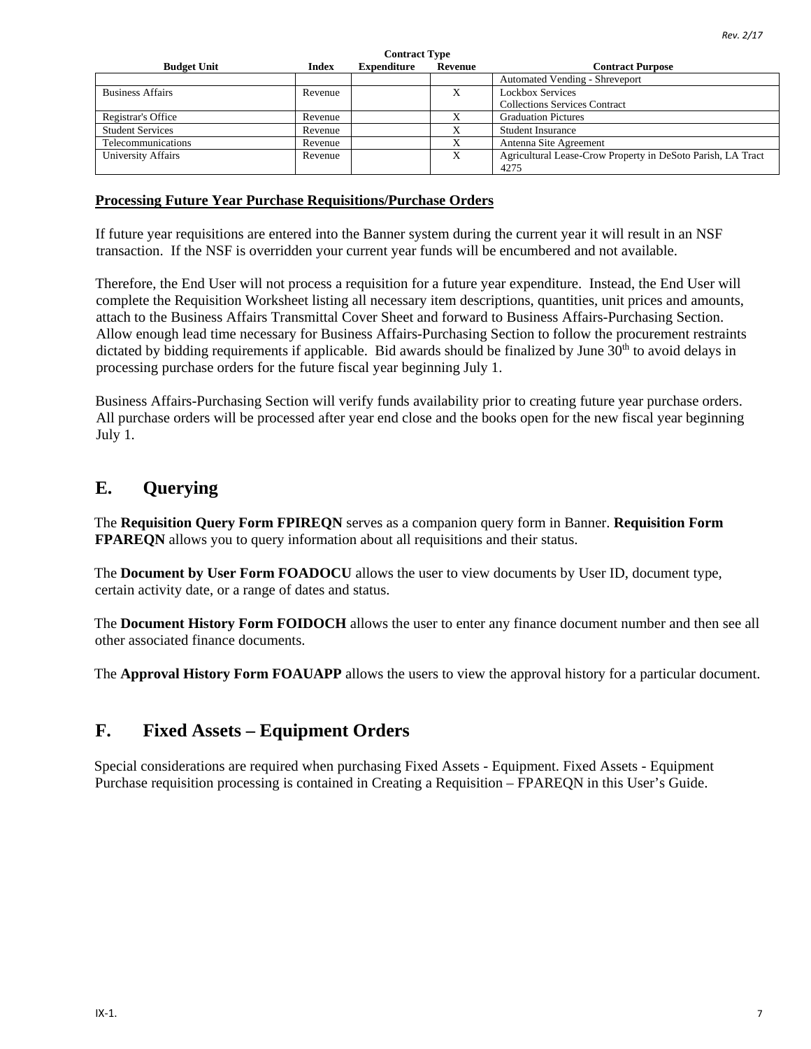| Budget Unit | Index | Contract Type | | Contract Purpose |
|---|---|---|---|---|
| | | Expenditure | Revenue | |
| | | | | Automated Vending - Shreveport |
| Business Affairs | Revenue | | X | Lockbox Services<br>Collections Services Contract |
| Registrar's Office | Revenue | | X | Graduation Pictures |
| Student Services | Revenue | | X | Student Insurance |
| Telecommunications | Revenue | | X | Antenna Site Agreement |
| University Affairs | Revenue | | X | Agricultural Lease-Crow Property in DeSoto Parish, LA Tract 4275 |

**Processing Future Year Purchase Requisitions/Purchase Orders**

If future year requisitions are entered into the Banner system during the current year it will result in an NSF transaction. If the NSF is overridden your current year funds will be encumbered and not available.

Therefore, the End User will not process a requisition for a future year expenditure. Instead, the End User will complete the Requisition Worksheet listing all necessary item descriptions, quantities, unit prices and amounts, attach to the Business Affairs Transmittal Cover Sheet and forward to Business Affairs-Purchasing Section. Allow enough lead time necessary for Business Affairs-Purchasing Section to follow the procurement restraints dictated by bidding requirements if applicable. Bid awards should be finalized by June 30th to avoid delays in processing purchase orders for the future fiscal year beginning July 1.

Business Affairs-Purchasing Section will verify funds availability prior to creating future year purchase orders. All purchase orders will be processed after year end close and the books open for the new fiscal year beginning July 1.

## E. Querying

The **Requisition Query Form FPIREQN** serves as a companion query form in Banner. **Requisition Form FPAREQN** allows you to query information about all requisitions and their status.

The **Document by User Form FOADOCU** allows the user to view documents by User ID, document type, certain activity date, or a range of dates and status.

The **Document History Form FOIDOCH** allows the user to enter any finance document number and then see all other associated finance documents.

The **Approval History Form FOAUAPP** allows the users to view the approval history for a particular document.

## F. Fixed Assets – Equipment Orders

Special considerations are required when purchasing Fixed Assets - Equipment. Fixed Assets - Equipment Purchase requisition processing is contained in Creating a Requisition – FPAREQN in this User's Guide.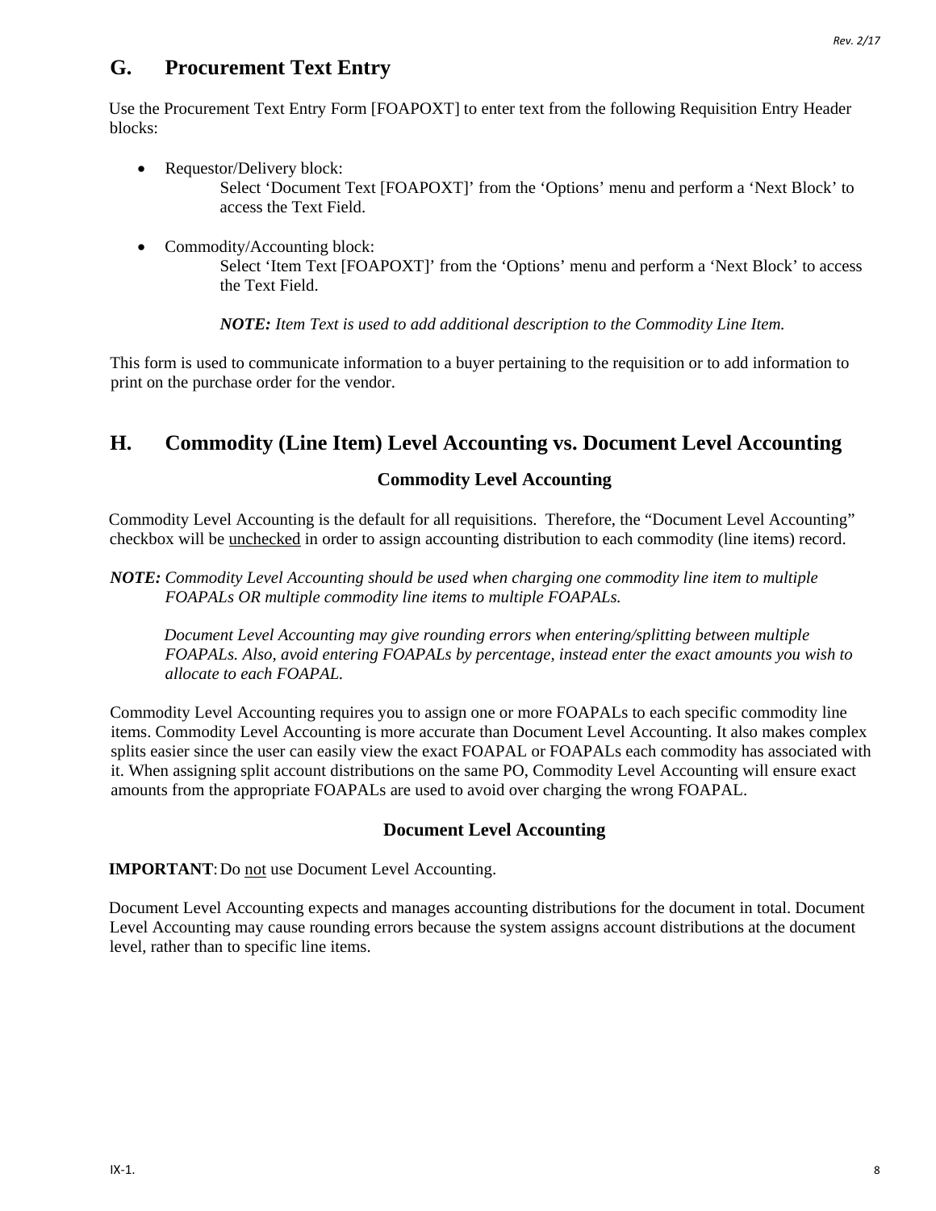## G. Procurement Text Entry

Use the Procurement Text Entry Form [FOAPOXT] to enter text from the following Requisition Entry Header blocks:

- Requestor/Delivery block:
  Select 'Document Text [FOAPOXT]' from the 'Options' menu and perform a 'Next Block' to access the Text Field.

- Commodity/Accounting block:
  Select 'Item Text [FOAPOXT]' from the 'Options' menu and perform a 'Next Block' to access the Text Field.

  ***NOTE:*** *Item Text is used to add additional description to the Commodity Line Item.*

This form is used to communicate information to a buyer pertaining to the requisition or to add information to print on the purchase order for the vendor.

## H. Commodity (Line Item) Level Accounting vs. Document Level Accounting

### Commodity Level Accounting

Commodity Level Accounting is the default for all requisitions. Therefore, the "Document Level Accounting" checkbox will be <u>unchecked</u> in order to assign accounting distribution to each commodity (line items) record.

***NOTE:*** *Commodity Level Accounting should be used when charging one commodity line item to multiple FOAPALs OR multiple commodity line items to multiple FOAPALs.*

*Document Level Accounting may give rounding errors when entering/splitting between multiple FOAPALs. Also, avoid entering FOAPALs by percentage, instead enter the exact amounts you wish to allocate to each FOAPAL.*

Commodity Level Accounting requires you to assign one or more FOAPALs to each specific commodity line items. Commodity Level Accounting is more accurate than Document Level Accounting. It also makes complex splits easier since the user can easily view the exact FOAPAL or FOAPALs each commodity has associated with it. When assigning split account distributions on the same PO, Commodity Level Accounting will ensure exact amounts from the appropriate FOAPALs are used to avoid over charging the wrong FOAPAL.

### Document Level Accounting

**IMPORTANT**: Do <u>not</u> use Document Level Accounting.

Document Level Accounting expects and manages accounting distributions for the document in total. Document Level Accounting may cause rounding errors because the system assigns account distributions at the document level, rather than to specific line items.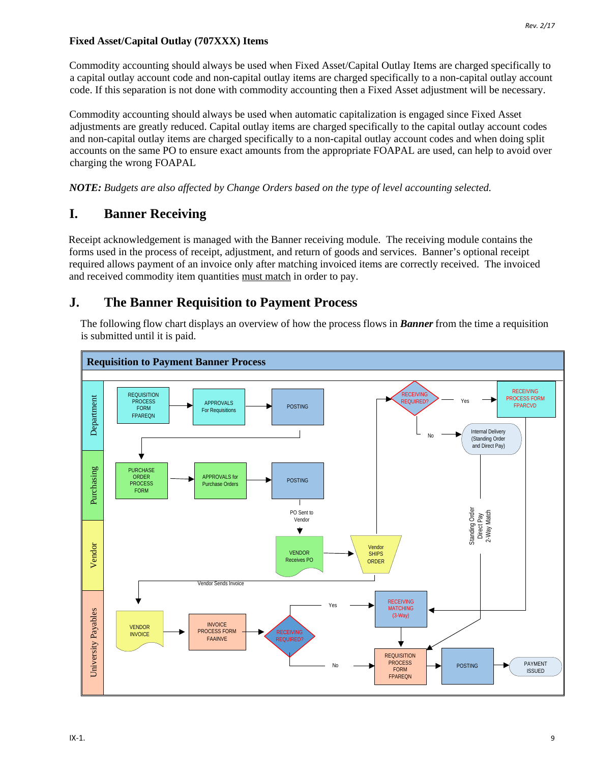**Fixed Asset/Capital Outlay (707XXX) Items**

Commodity accounting should always be used when Fixed Asset/Capital Outlay Items are charged specifically to a capital outlay account code and non-capital outlay items are charged specifically to a non-capital outlay account code. If this separation is not done with commodity accounting then a Fixed Asset adjustment will be necessary.

Commodity accounting should always be used when automatic capitalization is engaged since Fixed Asset adjustments are greatly reduced. Capital outlay items are charged specifically to the capital outlay account codes and non-capital outlay items are charged specifically to a non-capital outlay account codes and when doing split accounts on the same PO to ensure exact amounts from the appropriate FOAPAL are used, can help to avoid over charging the wrong FOAPAL

***NOTE:*** *Budgets are also affected by Change Orders based on the type of level accounting selected.*

## I. Banner Receiving

Receipt acknowledgement is managed with the Banner receiving module. The receiving module contains the forms used in the process of receipt, adjustment, and return of goods and services. Banner's optional receipt required allows payment of an invoice only after matching invoiced items are correctly received. The invoiced and received commodity item quantities must match in order to pay.

## J. The Banner Requisition to Payment Process

The following flow chart displays an overview of how the process flows in ***Banner*** from the time a requisition is submitted until it is paid.

**Requisition to Payment Banner Process**

Department: REQUISITION PROCESS FORM FPAREQN → APPROVALS For Requisitions → POSTING

Purchasing: PURCHASE ORDER PROCESS FORM → APPROVALS for Purchase Orders → POSTING → PO Sent to Vendor

Vendor: VENDOR Receives PO → Vendor SHIPS ORDER → RECEIVING REQUIRED? (Department)
- Yes → RECEIVING PROCESS FORM FPARCVD → RECEIVING MATCHING (3-Way)
- No → Internal Delivery (Standing Order and Direct Pay) → Standing Order / Direct Pay / 2-Way Match → REQUISITION PROCESS FORM FPAREQN (University Payables)

Vendor Sends Invoice

University Payables: VENDOR INVOICE → INVOICE PROCESS FORM FAAINVE → RECEIVING REQUIRED?
- Yes → RECEIVING MATCHING (3-Way) → REQUISITION PROCESS FORM FPAREQN
- No → REQUISITION PROCESS FORM FPAREQN

REQUISITION PROCESS FORM FPAREQN → POSTING → PAYMENT ISSUED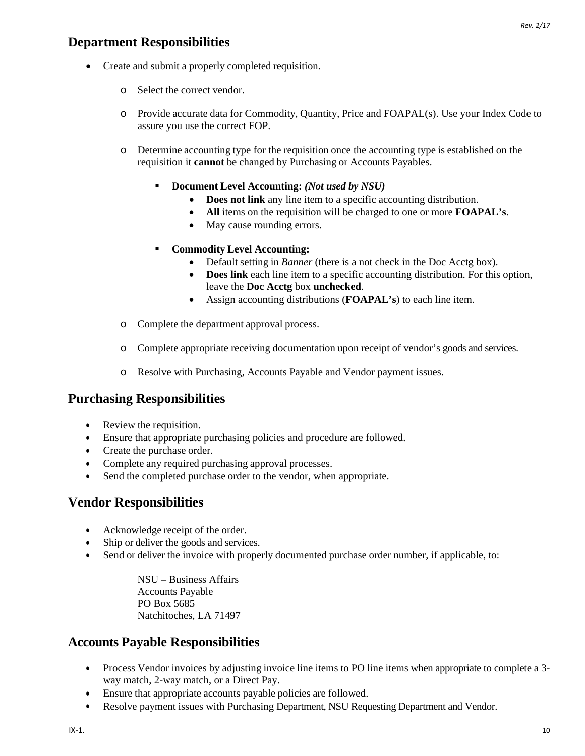## Department Responsibilities

- Create and submit a properly completed requisition.
  - Select the correct vendor.
  - Provide accurate data for Commodity, Quantity, Price and FOAPAL(s). Use your Index Code to assure you use the correct FOP.
  - Determine accounting type for the requisition once the accounting type is established on the requisition it **cannot** be changed by Purchasing or Accounts Payables.
    - **Document Level Accounting:** ***(Not used by NSU)***
      - **Does not link** any line item to a specific accounting distribution.
      - **All** items on the requisition will be charged to one or more **FOAPAL's**.
      - May cause rounding errors.
    - **Commodity Level Accounting:**
      - Default setting in *Banner* (there is a not check in the Doc Acctg box).
      - **Does link** each line item to a specific accounting distribution. For this option, leave the **Doc Acctg** box **unchecked**.
      - Assign accounting distributions (**FOAPAL's**) to each line item.
  - Complete the department approval process.
  - Complete appropriate receiving documentation upon receipt of vendor's goods and services.
  - Resolve with Purchasing, Accounts Payable and Vendor payment issues.

## Purchasing Responsibilities

- Review the requisition.
- Ensure that appropriate purchasing policies and procedure are followed.
- Create the purchase order.
- Complete any required purchasing approval processes.
- Send the completed purchase order to the vendor, when appropriate.

## Vendor Responsibilities

- Acknowledge receipt of the order.
- Ship or deliver the goods and services.
- Send or deliver the invoice with properly documented purchase order number, if applicable, to:

  NSU – Business Affairs
  Accounts Payable
  PO Box 5685
  Natchitoches, LA 71497

## Accounts Payable Responsibilities

- Process Vendor invoices by adjusting invoice line items to PO line items when appropriate to complete a 3-way match, 2-way match, or a Direct Pay.
- Ensure that appropriate accounts payable policies are followed.
- Resolve payment issues with Purchasing Department, NSU Requesting Department and Vendor.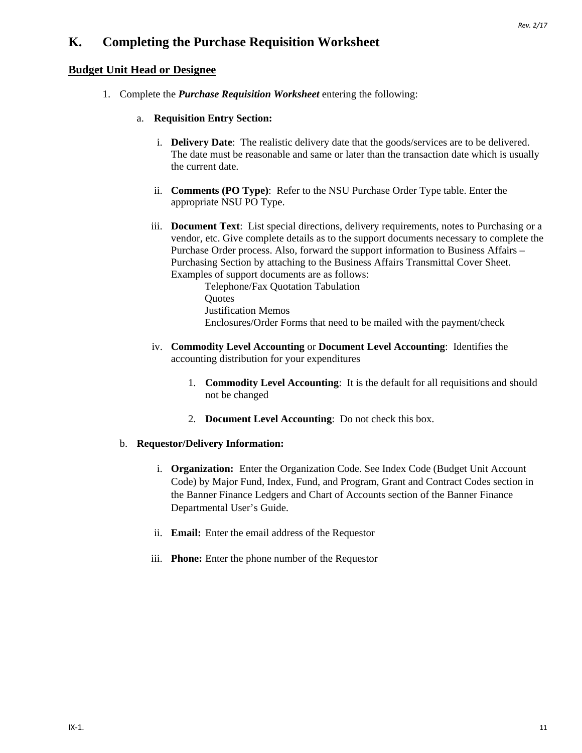## K. Completing the Purchase Requisition Worksheet

### Budget Unit Head or Designee

1. Complete the ***Purchase Requisition Worksheet*** entering the following:

   a. **Requisition Entry Section:**

      i. **Delivery Date**: The realistic delivery date that the goods/services are to be delivered. The date must be reasonable and same or later than the transaction date which is usually the current date.

      ii. **Comments (PO Type)**: Refer to the NSU Purchase Order Type table. Enter the appropriate NSU PO Type.

      iii. **Document Text**: List special directions, delivery requirements, notes to Purchasing or a vendor, etc. Give complete details as to the support documents necessary to complete the Purchase Order process. Also, forward the support information to Business Affairs – Purchasing Section by attaching to the Business Affairs Transmittal Cover Sheet. Examples of support documents are as follows:
         - Telephone/Fax Quotation Tabulation
         - Quotes
         - Justification Memos
         - Enclosures/Order Forms that need to be mailed with the payment/check

      iv. **Commodity Level Accounting** or **Document Level Accounting**: Identifies the accounting distribution for your expenditures

         1. **Commodity Level Accounting**: It is the default for all requisitions and should not be changed

         2. **Document Level Accounting**: Do not check this box.

   b. **Requestor/Delivery Information:**

      i. **Organization:** Enter the Organization Code. See Index Code (Budget Unit Account Code) by Major Fund, Index, Fund, and Program, Grant and Contract Codes section in the Banner Finance Ledgers and Chart of Accounts section of the Banner Finance Departmental User's Guide.

      ii. **Email:** Enter the email address of the Requestor

      iii. **Phone:** Enter the phone number of the Requestor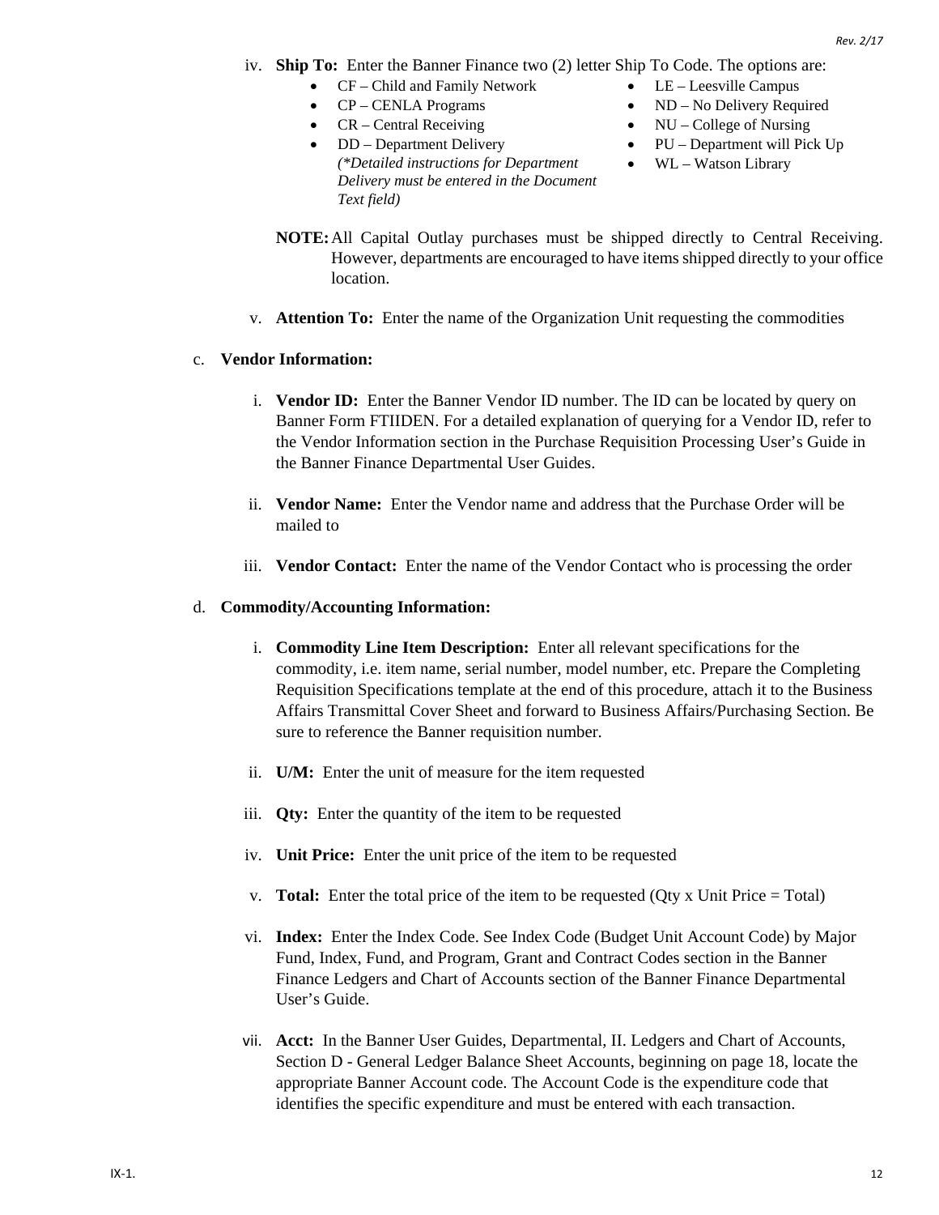iv. **Ship To:** Enter the Banner Finance two (2) letter Ship To Code. The options are:

- CF – Child and Family Network
- CP – CENLA Programs
- CR – Central Receiving
- DD – Department Delivery *(\*Detailed instructions for Department Delivery must be entered in the Document Text field)*
- LE – Leesville Campus
- ND – No Delivery Required
- NU – College of Nursing
- PU – Department will Pick Up
- WL – Watson Library

**NOTE:** All Capital Outlay purchases must be shipped directly to Central Receiving. However, departments are encouraged to have items shipped directly to your office location.

v. **Attention To:** Enter the name of the Organization Unit requesting the commodities

c. **Vendor Information:**

i. **Vendor ID:** Enter the Banner Vendor ID number. The ID can be located by query on Banner Form FTIIDEN. For a detailed explanation of querying for a Vendor ID, refer to the Vendor Information section in the Purchase Requisition Processing User's Guide in the Banner Finance Departmental User Guides.

ii. **Vendor Name:** Enter the Vendor name and address that the Purchase Order will be mailed to

iii. **Vendor Contact:** Enter the name of the Vendor Contact who is processing the order

d. **Commodity/Accounting Information:**

i. **Commodity Line Item Description:** Enter all relevant specifications for the commodity, i.e. item name, serial number, model number, etc. Prepare the Completing Requisition Specifications template at the end of this procedure, attach it to the Business Affairs Transmittal Cover Sheet and forward to Business Affairs/Purchasing Section. Be sure to reference the Banner requisition number.

ii. **U/M:** Enter the unit of measure for the item requested

iii. **Qty:** Enter the quantity of the item to be requested

iv. **Unit Price:** Enter the unit price of the item to be requested

v. **Total:** Enter the total price of the item to be requested (Qty x Unit Price = Total)

vi. **Index:** Enter the Index Code. See Index Code (Budget Unit Account Code) by Major Fund, Index, Fund, and Program, Grant and Contract Codes section in the Banner Finance Ledgers and Chart of Accounts section of the Banner Finance Departmental User's Guide.

vii. **Acct:** In the Banner User Guides, Departmental, II. Ledgers and Chart of Accounts, Section D - General Ledger Balance Sheet Accounts, beginning on page 18, locate the appropriate Banner Account code. The Account Code is the expenditure code that identifies the specific expenditure and must be entered with each transaction.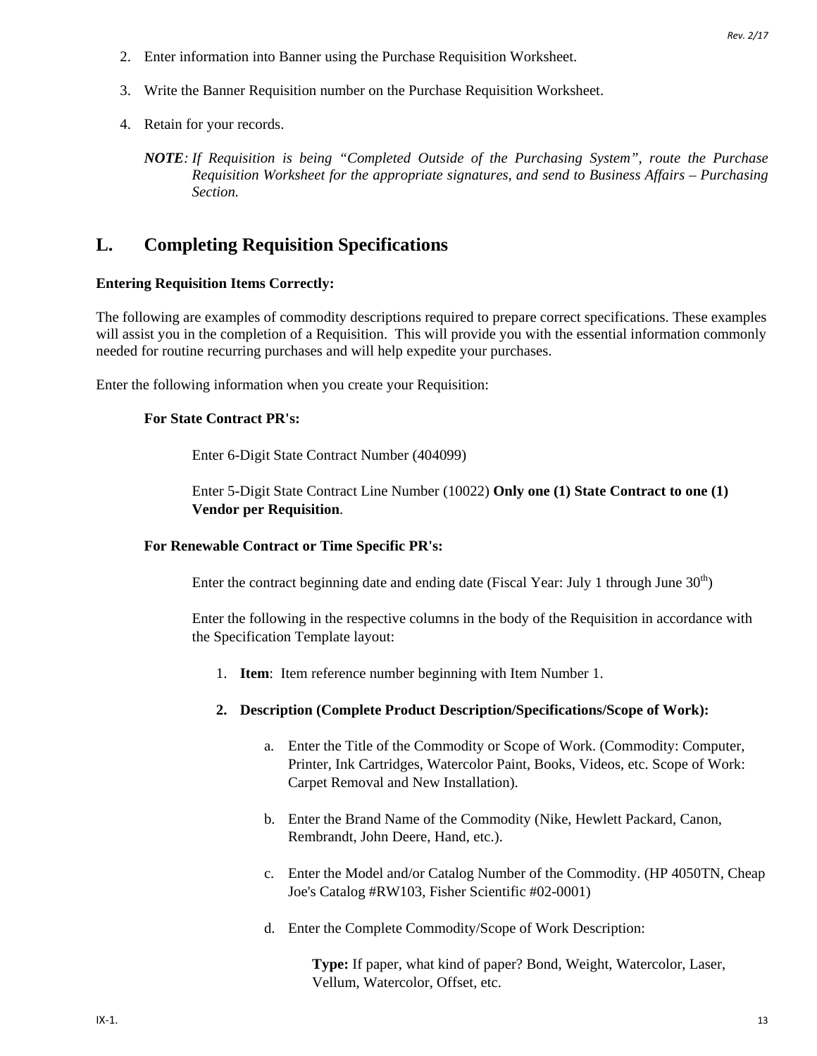2. Enter information into Banner using the Purchase Requisition Worksheet.

3. Write the Banner Requisition number on the Purchase Requisition Worksheet.

4. Retain for your records.

***NOTE**: If Requisition is being "Completed Outside of the Purchasing System", route the Purchase Requisition Worksheet for the appropriate signatures, and send to Business Affairs – Purchasing Section.*

## L. Completing Requisition Specifications

**Entering Requisition Items Correctly:**

The following are examples of commodity descriptions required to prepare correct specifications. These examples will assist you in the completion of a Requisition. This will provide you with the essential information commonly needed for routine recurring purchases and will help expedite your purchases.

Enter the following information when you create your Requisition:

**For State Contract PR's:**

Enter 6-Digit State Contract Number (404099)

Enter 5-Digit State Contract Line Number (10022) **Only one (1) State Contract to one (1) Vendor per Requisition**.

**For Renewable Contract or Time Specific PR's:**

Enter the contract beginning date and ending date (Fiscal Year: July 1 through June 30th)

Enter the following in the respective columns in the body of the Requisition in accordance with the Specification Template layout:

1. **Item**: Item reference number beginning with Item Number 1.

2. **Description (Complete Product Description/Specifications/Scope of Work):**

   a. Enter the Title of the Commodity or Scope of Work. (Commodity: Computer, Printer, Ink Cartridges, Watercolor Paint, Books, Videos, etc. Scope of Work: Carpet Removal and New Installation).

   b. Enter the Brand Name of the Commodity (Nike, Hewlett Packard, Canon, Rembrandt, John Deere, Hand, etc.).

   c. Enter the Model and/or Catalog Number of the Commodity. (HP 4050TN, Cheap Joe's Catalog #RW103, Fisher Scientific #02-0001)

   d. Enter the Complete Commodity/Scope of Work Description:

      **Type:** If paper, what kind of paper? Bond, Weight, Watercolor, Laser, Vellum, Watercolor, Offset, etc.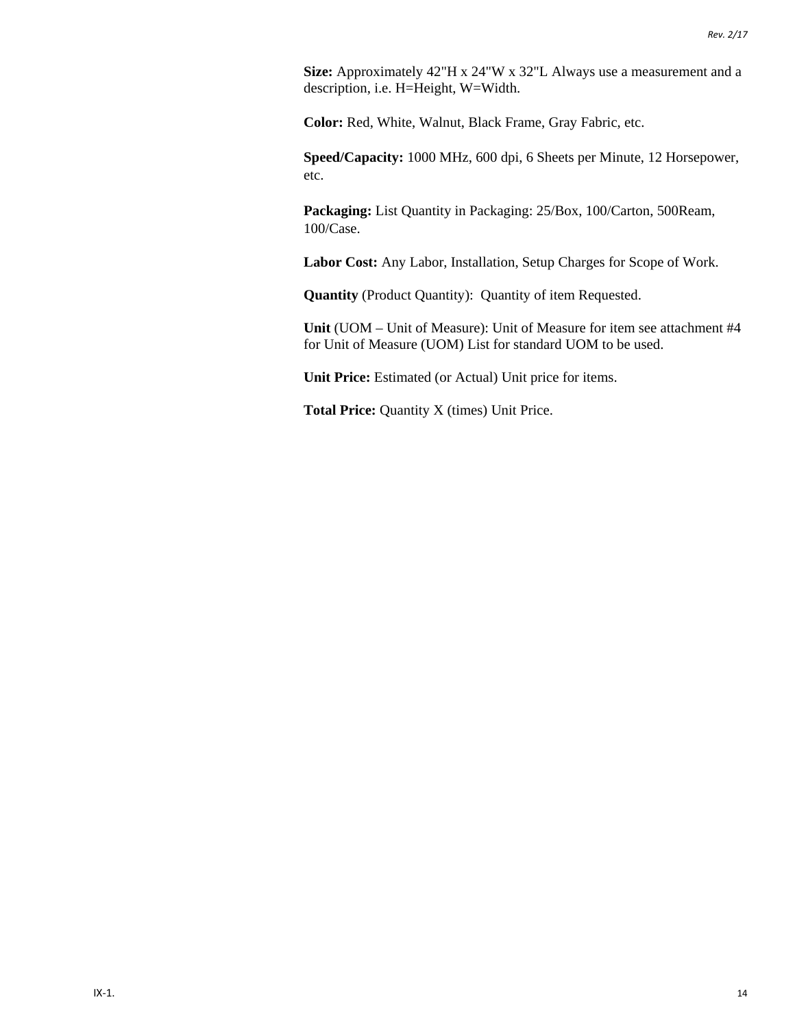**Size:** Approximately 42"H x 24"W x 32"L Always use a measurement and a description, i.e. H=Height, W=Width.

**Color:** Red, White, Walnut, Black Frame, Gray Fabric, etc.

**Speed/Capacity:** 1000 MHz, 600 dpi, 6 Sheets per Minute, 12 Horsepower, etc.

**Packaging:** List Quantity in Packaging: 25/Box, 100/Carton, 500Ream, 100/Case.

**Labor Cost:** Any Labor, Installation, Setup Charges for Scope of Work.

**Quantity** (Product Quantity): Quantity of item Requested.

**Unit** (UOM – Unit of Measure): Unit of Measure for item see attachment #4 for Unit of Measure (UOM) List for standard UOM to be used.

**Unit Price:** Estimated (or Actual) Unit price for items.

**Total Price:** Quantity X (times) Unit Price.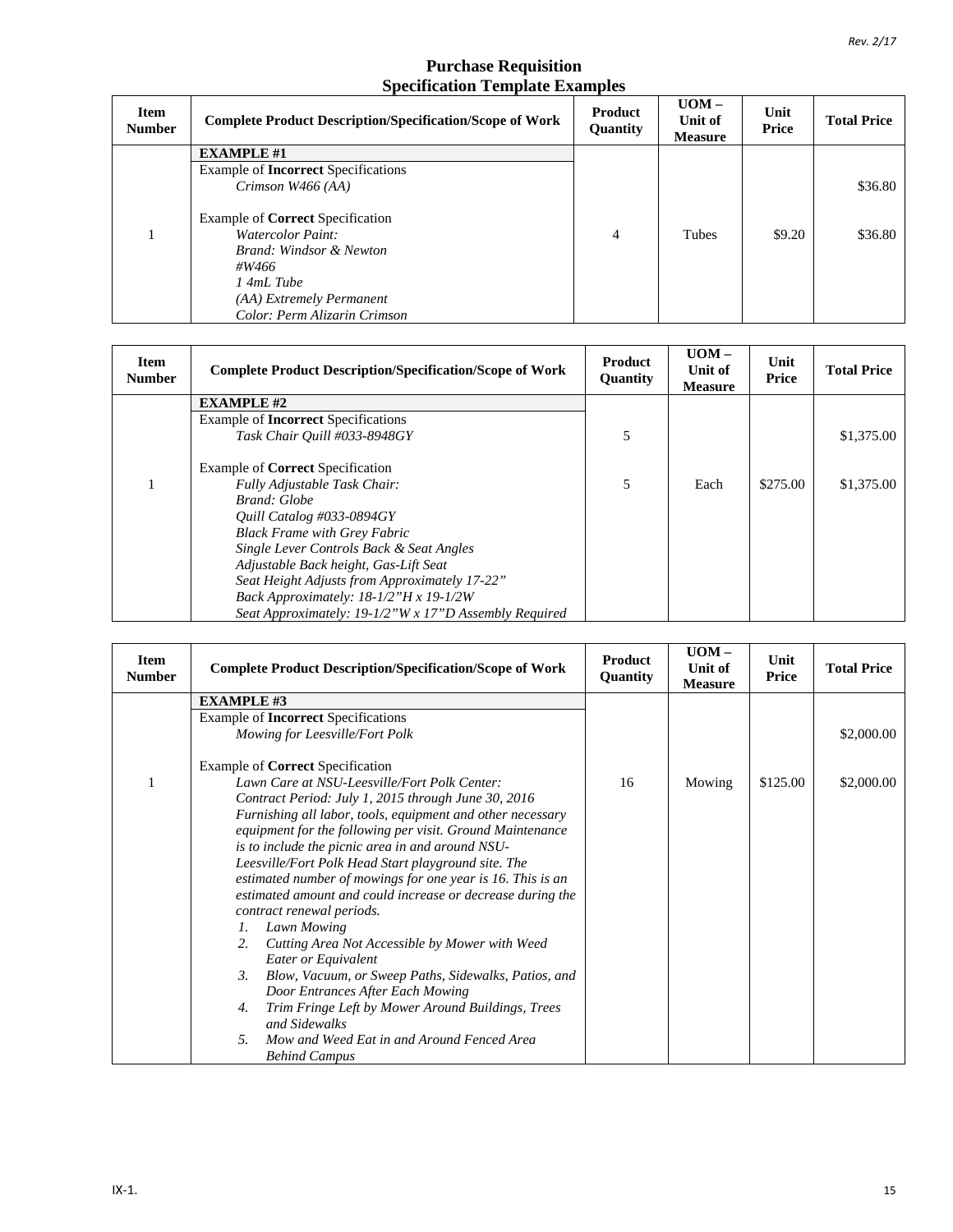# Purchase Requisition
## Specification Template Examples

| Item Number | Complete Product Description/Specification/Scope of Work | Product Quantity | UOM – Unit of Measure | Unit Price | Total Price |
|---|---|---|---|---|---|
| | **EXAMPLE #1** | | | | |
| | Example of **Incorrect** Specifications<br>*Crimson W466 (AA)* | | | | $36.80 |
| 1 | Example of **Correct** Specification<br>*Watercolor Paint:*<br>*Brand: Windsor & Newton*<br>*#W466*<br>*1 4mL Tube*<br>*(AA) Extremely Permanent*<br>*Color: Perm Alizarin Crimson* | 4 | Tubes | $9.20 | $36.80 |

| Item Number | Complete Product Description/Specification/Scope of Work | Product Quantity | UOM – Unit of Measure | Unit Price | Total Price |
|---|---|---|---|---|---|
| | **EXAMPLE #2** | | | | |
| | Example of **Incorrect** Specifications<br>*Task Chair Quill #033-8948GY* | 5 | | | $1,375.00 |
| 1 | Example of **Correct** Specification<br>*Fully Adjustable Task Chair:*<br>*Brand: Globe*<br>*Quill Catalog #033-0894GY*<br>*Black Frame with Grey Fabric*<br>*Single Lever Controls Back & Seat Angles*<br>*Adjustable Back height, Gas-Lift Seat*<br>*Seat Height Adjusts from Approximately 17-22"*<br>*Back Approximately: 18-1/2"H x 19-1/2W*<br>*Seat Approximately: 19-1/2"W x 17"D Assembly Required* | 5 | Each | $275.00 | $1,375.00 |

| Item Number | Complete Product Description/Specification/Scope of Work | Product Quantity | UOM – Unit of Measure | Unit Price | Total Price |
|---|---|---|---|---|---|
| | **EXAMPLE #3** | | | | |
| | Example of **Incorrect** Specifications<br>*Mowing for Leesville/Fort Polk* | | | | $2,000.00 |
| 1 | Example of **Correct** Specification<br>*Lawn Care at NSU-Leesville/Fort Polk Center:*<br>*Contract Period: July 1, 2015 through June 30, 2016*<br>*Furnishing all labor, tools, equipment and other necessary equipment for the following per visit. Ground Maintenance is to include the picnic area in and around NSU-Leesville/Fort Polk Head Start playground site. The estimated number of mowings for one year is 16. This is an estimated amount and could increase or decrease during the contract renewal periods.*<br>*1. Lawn Mowing*<br>*2. Cutting Area Not Accessible by Mower with Weed Eater or Equivalent*<br>*3. Blow, Vacuum, or Sweep Paths, Sidewalks, Patios, and Door Entrances After Each Mowing*<br>*4. Trim Fringe Left by Mower Around Buildings, Trees and Sidewalks*<br>*5. Mow and Weed Eat in and Around Fenced Area Behind Campus* | 16 | Mowing | $125.00 | $2,000.00 |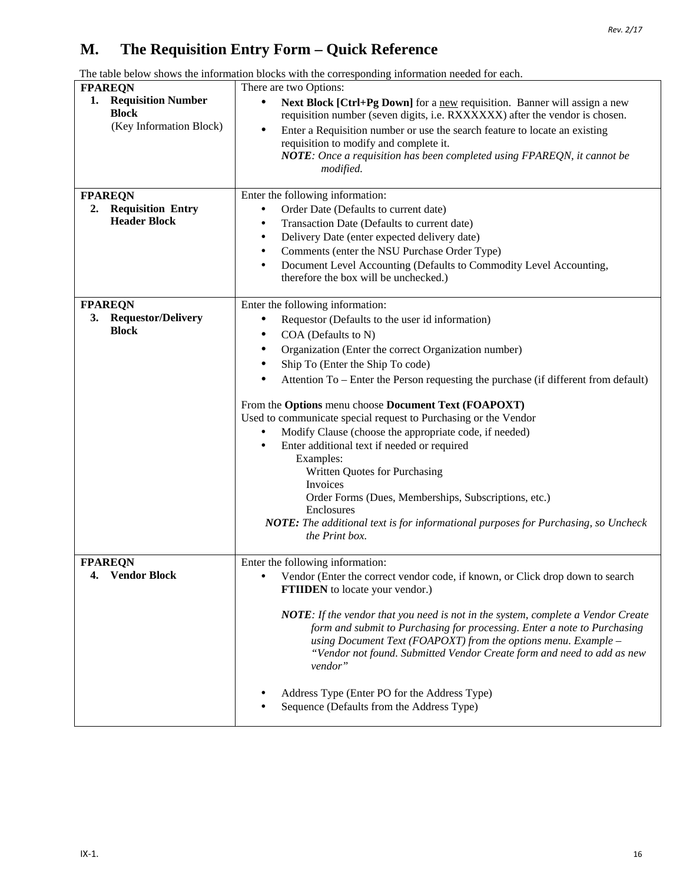## M. The Requisition Entry Form – Quick Reference

The table below shows the information blocks with the corresponding information needed for each.

| | |
|---|---|
| **FPAREQN**<br>1. **Requisition Number Block**<br>(Key Information Block) | There are two Options:<br>• **Next Block [Ctrl+Pg Down]** for a new requisition. Banner will assign a new requisition number (seven digits, i.e. RXXXXXX) after the vendor is chosen.<br>• Enter a Requisition number or use the search feature to locate an existing requisition to modify and complete it.<br>***NOTE**: Once a requisition has been completed using FPAREQN, it cannot be modified.* |
| **FPAREQN**<br>2. **Requisition Entry Header Block** | Enter the following information:<br>• Order Date (Defaults to current date)<br>• Transaction Date (Defaults to current date)<br>• Delivery Date (enter expected delivery date)<br>• Comments (enter the NSU Purchase Order Type)<br>• Document Level Accounting (Defaults to Commodity Level Accounting, therefore the box will be unchecked.) |
| **FPAREQN**<br>3. **Requestor/Delivery Block** | Enter the following information:<br>• Requestor (Defaults to the user id information)<br>• COA (Defaults to N)<br>• Organization (Enter the correct Organization number)<br>• Ship To (Enter the Ship To code)<br>• Attention To – Enter the Person requesting the purchase (if different from default)<br><br>From the **Options** menu choose **Document Text (FOAPOXT)**<br>Used to communicate special request to Purchasing or the Vendor<br>• Modify Clause (choose the appropriate code, if needed)<br>• Enter additional text if needed or required<br>Examples:<br>Written Quotes for Purchasing<br>Invoices<br>Order Forms (Dues, Memberships, Subscriptions, etc.)<br>Enclosures<br>***NOTE:** The additional text is for informational purposes for Purchasing, so Uncheck the Print box.* |
| **FPAREQN**<br>4. **Vendor Block** | Enter the following information:<br>• Vendor (Enter the correct vendor code, if known, or Click drop down to search **FTIIDEN** to locate your vendor.)<br><br>***NOTE**: If the vendor that you need is not in the system, complete a Vendor Create form and submit to Purchasing for processing. Enter a note to Purchasing using Document Text (FOAPOXT) from the options menu. Example – "Vendor not found. Submitted Vendor Create form and need to add as new vendor"*<br><br>• Address Type (Enter PO for the Address Type)<br>• Sequence (Defaults from the Address Type) |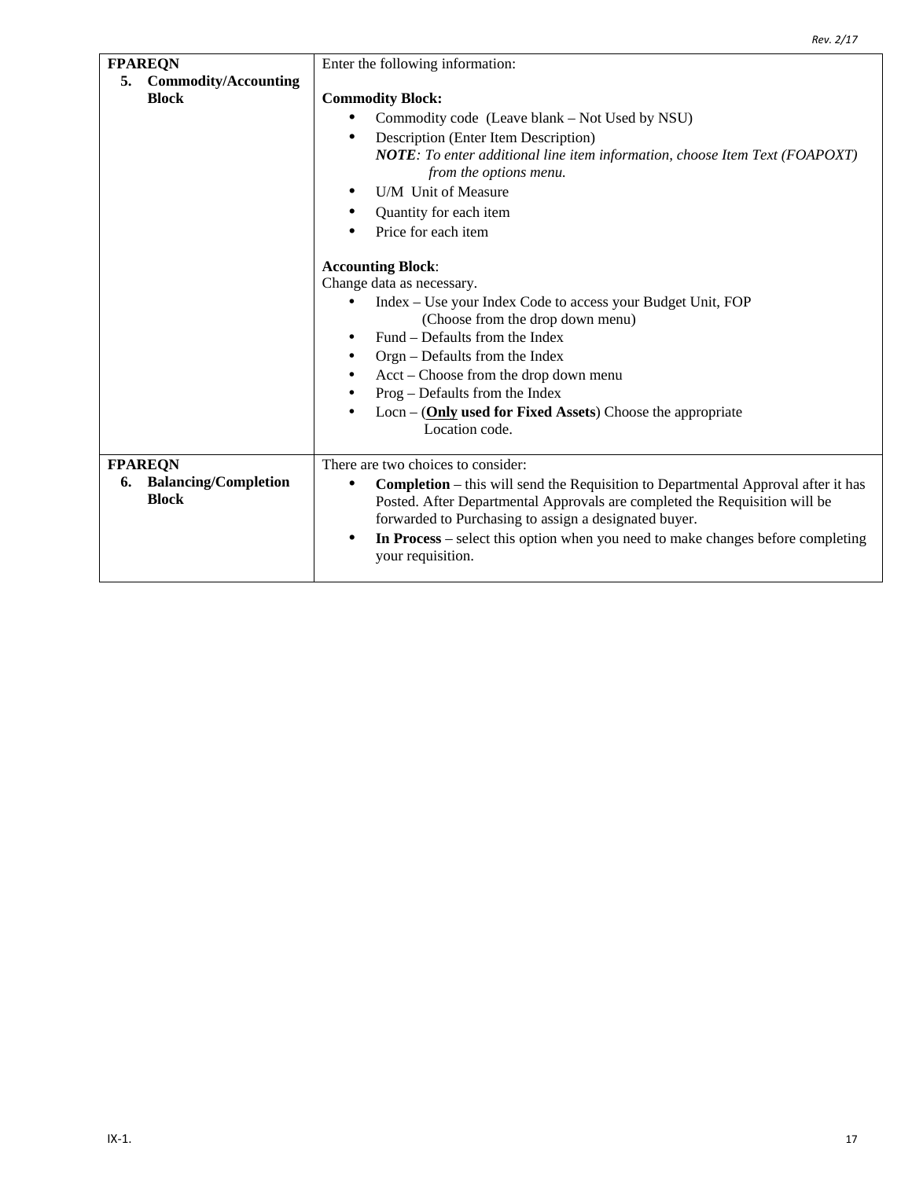| | |
|---|---|
| **FPAREQN**<br>**5. Commodity/Accounting Block** | Enter the following information:<br><br>**Commodity Block:**<br>• Commodity code (Leave blank – Not Used by NSU)<br>• Description (Enter Item Description)<br>***NOTE****: To enter additional line item information, choose Item Text (FOAPOXT) from the options menu.*<br>• U/M Unit of Measure<br>• Quantity for each item<br>• Price for each item<br><br>**Accounting Block**:<br>Change data as necessary.<br>• Index – Use your Index Code to access your Budget Unit, FOP (Choose from the drop down menu)<br>• Fund – Defaults from the Index<br>• Orgn – Defaults from the Index<br>• Acct – Choose from the drop down menu<br>• Prog – Defaults from the Index<br>• Locn – (**<u>Only</u> used for Fixed Assets**) Choose the appropriate Location code. |
| **FPAREQN**<br>**6. Balancing/Completion Block** | There are two choices to consider:<br>• **Completion** – this will send the Requisition to Departmental Approval after it has Posted. After Departmental Approvals are completed the Requisition will be forwarded to Purchasing to assign a designated buyer.<br>• **In Process** – select this option when you need to make changes before completing your requisition. |